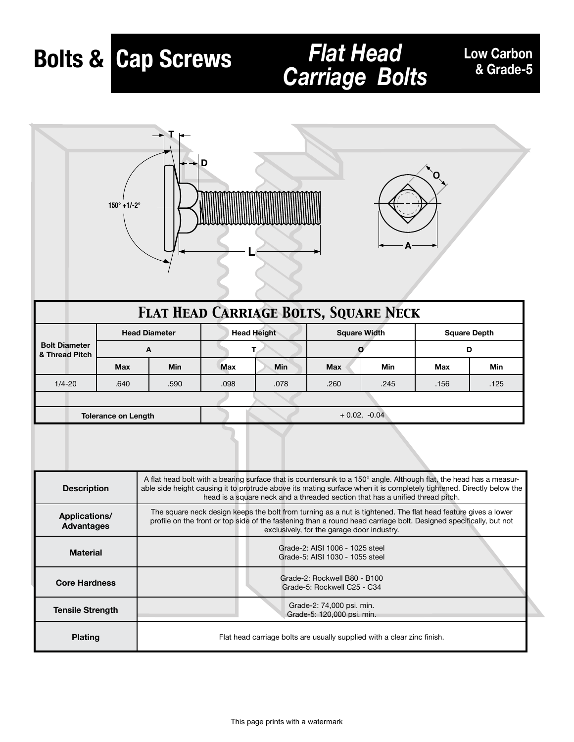# Bolts & Cap Screws

## Flat Head Carriage Bolts

Low Carbon & Grade-5

## Flat Head Carriage Bolts, Square Neck

| Bolt Diameter & Thread Pitch | Head Diameter | | Head Height | | Square Width | | Square Depth | |
|---|---|---|---|---|---|---|---|---|
| | A | | T | | O | | D | |
| | Max | Min | Max | Min | Max | Min | Max | Min |
| 1/4-20 | .640 | .590 | .098 | .078 | .260 | .245 | .156 | .125 |
| | | | | | | | | |
| Tolerance on Length | + 0.02, -0.04 | | | | | | | |

| | |
|---|---|
| **Description** | A flat head bolt with a bearing surface that is countersunk to a 150° angle. Although flat, the head has a measurable side height causing it to protrude above its mating surface when it is completely tightened. Directly below the head is a square neck and a threaded section that has a unified thread pitch. |
| **Applications/ Advantages** | The square neck design keeps the bolt from turning as a nut is tightened. The flat head feature gives a lower profile on the front or top side of the fastening than a round head carriage bolt. Designed specifically, but not exclusively, for the garage door industry. |
| **Material** | Grade-2: AISI 1006 - 1025 steel<br>Grade-5: AISI 1030 - 1055 steel |
| **Core Hardness** | Grade-2: Rockwell B80 - B100<br>Grade-5: Rockwell C25 - C34 |
| **Tensile Strength** | Grade-2: 74,000 psi. min.<br>Grade-5: 120,000 psi. min. |
| **Plating** | Flat head carriage bolts are usually supplied with a clear zinc finish. |

This page prints with a watermark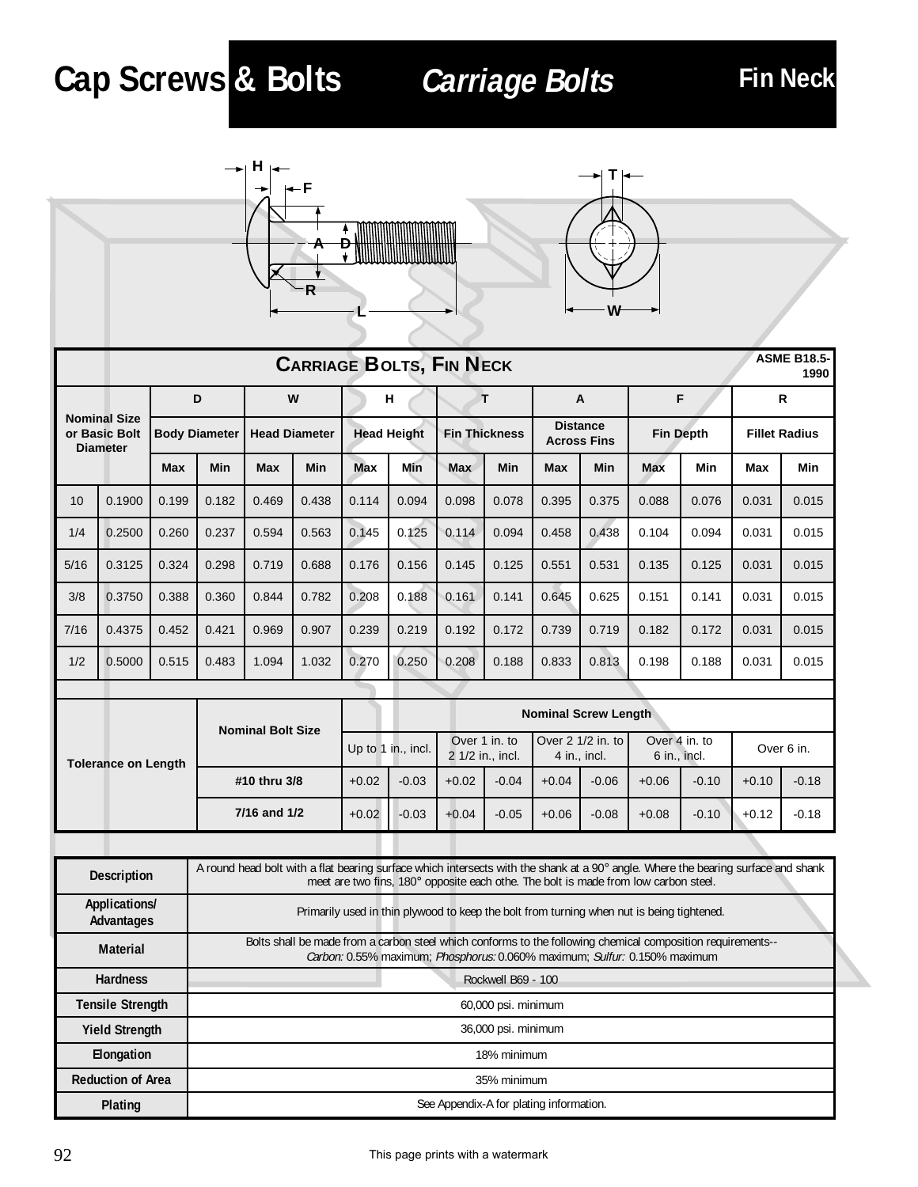# Cap Screws & Bolts — Carriage Bolts — Fin Neck

## Carriage Bolts, Fin Neck

ASME B18.5-1990

| Nominal Size or Basic Bolt Diameter | | D | | W | | H | | T | | A | | F | | R | |
|---|---|---|---|---|---|---|---|---|---|---|---|---|---|---|---|
| | | Body Diameter | | Head Diameter | | Head Height | | Fin Thickness | | Distance Across Fins | | Fin Depth | | Fillet Radius | |
| | | Max | Min | Max | Min | Max | Min | Max | Min | Max | Min | Max | Min | Max | Min |
| 10 | 0.1900 | 0.199 | 0.182 | 0.469 | 0.438 | 0.114 | 0.094 | 0.098 | 0.078 | 0.395 | 0.375 | 0.088 | 0.076 | 0.031 | 0.015 |
| 1/4 | 0.2500 | 0.260 | 0.237 | 0.594 | 0.563 | 0.145 | 0.125 | 0.114 | 0.094 | 0.458 | 0.438 | 0.104 | 0.094 | 0.031 | 0.015 |
| 5/16 | 0.3125 | 0.324 | 0.298 | 0.719 | 0.688 | 0.176 | 0.156 | 0.145 | 0.125 | 0.551 | 0.531 | 0.135 | 0.125 | 0.031 | 0.015 |
| 3/8 | 0.3750 | 0.388 | 0.360 | 0.844 | 0.782 | 0.208 | 0.188 | 0.161 | 0.141 | 0.645 | 0.625 | 0.151 | 0.141 | 0.031 | 0.015 |
| 7/16 | 0.4375 | 0.452 | 0.421 | 0.969 | 0.907 | 0.239 | 0.219 | 0.192 | 0.172 | 0.739 | 0.719 | 0.182 | 0.172 | 0.031 | 0.015 |
| 1/2 | 0.5000 | 0.515 | 0.483 | 1.094 | 1.032 | 0.270 | 0.250 | 0.208 | 0.188 | 0.833 | 0.813 | 0.198 | 0.188 | 0.031 | 0.015 |

| Tolerance on Length | Nominal Bolt Size | Nominal Screw Length | | | | | | | | | |
|---|---|---|---|---|---|---|---|---|---|---|---|
| | | Up to 1 in., incl. | | Over 1 in. to 2 1/2 in., incl. | | Over 2 1/2 in. to 4 in., incl. | | Over 4 in. to 6 in., incl. | | Over 6 in. | |
| | #10 thru 3/8 | +0.02 | -0.03 | +0.02 | -0.04 | +0.04 | -0.06 | +0.06 | -0.10 | +0.10 | -0.18 |
| | 7/16 and 1/2 | +0.02 | -0.03 | +0.04 | -0.05 | +0.06 | -0.08 | +0.08 | -0.10 | +0.12 | -0.18 |

| | |
|---|---|
| **Description** | A round head bolt with a flat bearing surface which intersects with the shank at a 90° angle. Where the bearing surface and shank meet are two fins, 180° opposite each othe. The bolt is made from low carbon steel. |
| **Applications/ Advantages** | Primarily used in thin plywood to keep the bolt from turning when nut is being tightened. |
| **Material** | Bolts shall be made from a carbon steel which conforms to the following chemical composition requirements-- *Carbon:* 0.55% maximum; *Phosphorus:* 0.060% maximum; *Sulfur:* 0.150% maximum |
| **Hardness** | Rockwell B69 - 100 |
| **Tensile Strength** | 60,000 psi. minimum |
| **Yield Strength** | 36,000 psi. minimum |
| **Elongation** | 18% minimum |
| **Reduction of Area** | 35% minimum |
| **Plating** | See Appendix-A for plating information. |

This page prints with a watermark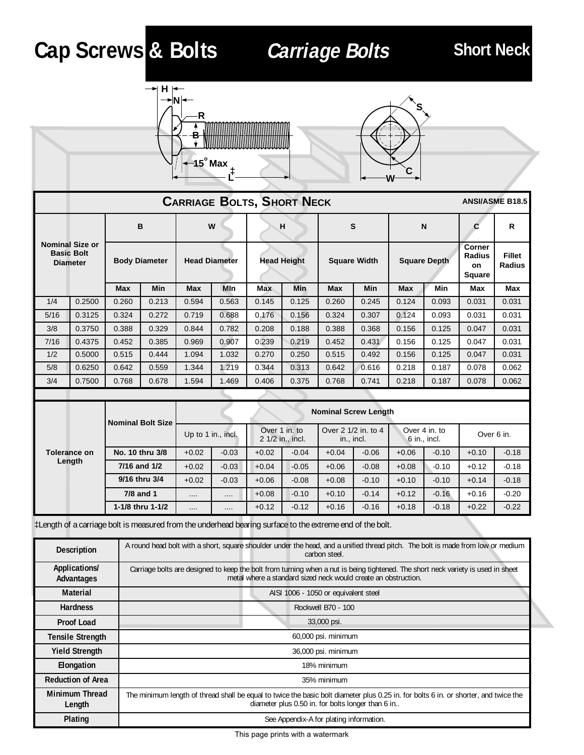# Cap Screws & Bolts — Carriage Bolts — Short Neck

## CARRIAGE BOLTS, SHORT NECK

ANSI/ASME B18.5

| Nominal Size or Basic Bolt Diameter | | B | | W | | H | | S | | N | | C | R |
|---|---|---|---|---|---|---|---|---|---|---|---|---|---|
| | | Body Diameter | | Head Diameter | | Head Height | | Square Width | | Square Depth | | Corner Radius on Square | Fillet Radius |
| | | Max | Min | Max | MIn | Max | Min | Max | Min | Max | Min | Max | Max |
| 1/4 | 0.2500 | 0.260 | 0.213 | 0.594 | 0.563 | 0.145 | 0.125 | 0.260 | 0.245 | 0.124 | 0.093 | 0.031 | 0.031 |
| 5/16 | 0.3125 | 0.324 | 0.272 | 0.719 | 0.688 | 0.176 | 0.156 | 0.324 | 0.307 | 0.124 | 0.093 | 0.031 | 0.031 |
| 3/8 | 0.3750 | 0.388 | 0.329 | 0.844 | 0.782 | 0.208 | 0.188 | 0.388 | 0.368 | 0.156 | 0.125 | 0.047 | 0.031 |
| 7/16 | 0.4375 | 0.452 | 0.385 | 0.969 | 0.907 | 0.239 | 0.219 | 0.452 | 0.431 | 0.156 | 0.125 | 0.047 | 0.031 |
| 1/2 | 0.5000 | 0.515 | 0.444 | 1.094 | 1.032 | 0.270 | 0.250 | 0.515 | 0.492 | 0.156 | 0.125 | 0.047 | 0.031 |
| 5/8 | 0.6250 | 0.642 | 0.559 | 1.344 | 1.219 | 0.344 | 0.313 | 0.642 | 0.616 | 0.218 | 0.187 | 0.078 | 0.062 |
| 3/4 | 0.7500 | 0.768 | 0.678 | 1.594 | 1.469 | 0.406 | 0.375 | 0.768 | 0.741 | 0.218 | 0.187 | 0.078 | 0.062 |

| Tolerance on Length | Nominal Bolt Size | Nominal Screw Length | | | | | | | | | |
|---|---|---|---|---|---|---|---|---|---|---|---|
| | | Up to 1 in., incl. | | Over 1 in. to 2 1/2 in., incl. | | Over 2 1/2 in. to 4 in., incl. | | Over 4 in. to 6 in., incl. | | Over 6 in. | |
| | No. 10 thru 3/8 | +0.02 | -0.03 | +0.02 | -0.04 | +0.04 | -0.06 | +0.06 | -0.10 | +0.10 | -0.18 |
| | 7/16 and 1/2 | +0.02 | -0.03 | +0.04 | -0.05 | +0.06 | -0.08 | +0.08 | -0.10 | +0.12 | -0.18 |
| | 9/16 thru 3/4 | +0.02 | -0.03 | +0.06 | -0.08 | +0.08 | -0.10 | +0.10 | -0.10 | +0.14 | -0.18 |
| | 7/8 and 1 | .... | .... | +0.08 | -0.10 | +0.10 | -0.14 | +0.12 | -0.16 | +0.16 | -0.20 |
| | 1-1/8 thru 1-1/2 | .... | .... | +0.12 | -0.12 | +0.16 | -0.16 | +0.18 | -0.18 | +0.22 | -0.22 |

‡Length of a carriage bolt is measured from the underhead bearing surface to the extreme end of the bolt.

| | |
|---|---|
| Description | A round head bolt with a short, square shoulder under the head, and a unified thread pitch. The bolt is made from low or medium carbon steel. |
| Applications/ Advantages | Carriage bolts are designed to keep the bolt from turning when a nut is being tightened. The short neck variety is used in sheet metal where a standard sized neck would create an obstruction. |
| Material | AISI 1006 - 1050 or equivalent steel |
| Hardness | Rockwell B70 - 100 |
| Proof Load | 33,000 psi. |
| Tensile Strength | 60,000 psi. minimum |
| Yield Strength | 36,000 psi. minimum |
| Elongation | 18% minimum |
| Reduction of Area | 35% minimum |
| Minimum Thread Length | The minimum length of thread shall be equal to twice the basic bolt diameter plus 0.25 in. for bolts 6 in. or shorter, and twice the diameter plus 0.50 in. for bolts longer than 6 in.. |
| Plating | See Appendix-A for plating information. |

This page prints with a watermark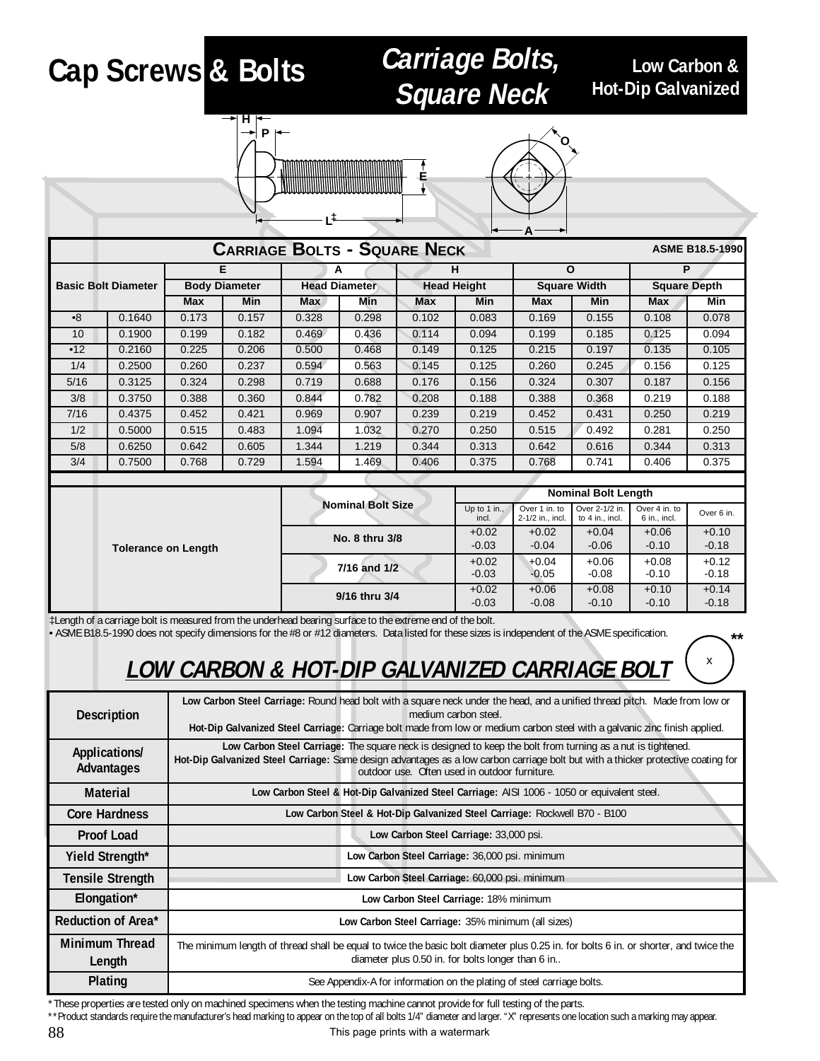# Cap Screws & Bolts

## *Carriage Bolts, Square Neck*

**Low Carbon & Hot-Dip Galvanized**

H P E O L‡ A

## Carriage Bolts - Square Neck

ASME B18.5-1990

| Basic Bolt Diameter | | E Body Diameter | | A Head Diameter | | H Head Height | | O Square Width | | P Square Depth | |
|---|---|---|---|---|---|---|---|---|---|---|---|
| | | Max | Min | Max | Min | Max | Min | Max | Min | Max | Min |
| •8 | 0.1640 | 0.173 | 0.157 | 0.328 | 0.298 | 0.102 | 0.083 | 0.169 | 0.155 | 0.108 | 0.078 |
| 10 | 0.1900 | 0.199 | 0.182 | 0.469 | 0.436 | 0.114 | 0.094 | 0.199 | 0.185 | 0.125 | 0.094 |
| •12 | 0.2160 | 0.225 | 0.206 | 0.500 | 0.468 | 0.149 | 0.125 | 0.215 | 0.197 | 0.135 | 0.105 |
| 1/4 | 0.2500 | 0.260 | 0.237 | 0.594 | 0.563 | 0.145 | 0.125 | 0.260 | 0.245 | 0.156 | 0.125 |
| 5/16 | 0.3125 | 0.324 | 0.298 | 0.719 | 0.688 | 0.176 | 0.156 | 0.324 | 0.307 | 0.187 | 0.156 |
| 3/8 | 0.3750 | 0.388 | 0.360 | 0.844 | 0.782 | 0.208 | 0.188 | 0.388 | 0.368 | 0.219 | 0.188 |
| 7/16 | 0.4375 | 0.452 | 0.421 | 0.969 | 0.907 | 0.239 | 0.219 | 0.452 | 0.431 | 0.250 | 0.219 |
| 1/2 | 0.5000 | 0.515 | 0.483 | 1.094 | 1.032 | 0.270 | 0.250 | 0.515 | 0.492 | 0.281 | 0.250 |
| 5/8 | 0.6250 | 0.642 | 0.605 | 1.344 | 1.219 | 0.344 | 0.313 | 0.642 | 0.616 | 0.344 | 0.313 |
| 3/4 | 0.7500 | 0.768 | 0.729 | 1.594 | 1.469 | 0.406 | 0.375 | 0.768 | 0.741 | 0.406 | 0.375 |

| Tolerance on Length | Nominal Bolt Size | Nominal Bolt Length | | | | |
|---|---|---|---|---|---|---|
| | | Up to 1 in., incl. | Over 1 in. to 2-1/2 in., incl. | Over 2-1/2 in. to 4 in., incl. | Over 4 in. to 6 in., incl. | Over 6 in. |
| | No. 8 thru 3/8 | +0.02 -0.03 | +0.02 -0.04 | +0.04 -0.06 | +0.06 -0.10 | +0.10 -0.18 |
| | 7/16 and 1/2 | +0.02 -0.03 | +0.04 -0.05 | +0.06 -0.08 | +0.08 -0.10 | +0.12 -0.18 |
| | 9/16 thru 3/4 | +0.02 -0.03 | +0.06 -0.08 | +0.08 -0.10 | +0.10 -0.10 | +0.14 -0.18 |

‡Length of a carriage bolt is measured from the underhead bearing surface to the extreme end of the bolt.
• ASME B18.5-1990 does not specify dimensions for the #8 or #12 diameters. Data listed for these sizes is independent of the ASME specification.

## *LOW CARBON & HOT-DIP GALVANIZED CARRIAGE BOLT*

** X

| | |
|---|---|
| **Description** | **Low Carbon Steel Carriage:** Round head bolt with a square neck under the head, and a unified thread pitch. Made from low or medium carbon steel. **Hot-Dip Galvanized Steel Carriage:** Carriage bolt made from low or medium carbon steel with a galvanic zinc finish applied. |
| **Applications/ Advantages** | **Low Carbon Steel Carriage:** The square neck is designed to keep the bolt from turning as a nut is tightened. **Hot-Dip Galvanized Steel Carriage:** Same design advantages as a low carbon carriage bolt but with a thicker protective coating for outdoor use. Often used in outdoor furniture. |
| **Material** | **Low Carbon Steel & Hot-Dip Galvanized Steel Carriage:** AISI 1006 - 1050 or equivalent steel. |
| **Core Hardness** | **Low Carbon Steel & Hot-Dip Galvanized Steel Carriage:** Rockwell B70 - B100 |
| **Proof Load** | **Low Carbon Steel Carriage:** 33,000 psi. |
| **Yield Strength*** | **Low Carbon Steel Carriage:** 36,000 psi. minimum |
| **Tensile Strength** | **Low Carbon Steel Carriage:** 60,000 psi. minimum |
| **Elongation*** | **Low Carbon Steel Carriage:** 18% minimum |
| **Reduction of Area*** | **Low Carbon Steel Carriage:** 35% minimum (all sizes) |
| **Minimum Thread Length** | The minimum length of thread shall be equal to twice the basic bolt diameter plus 0.25 in. for bolts 6 in. or shorter, and twice the diameter plus 0.50 in. for bolts longer than 6 in.. |
| **Plating** | See Appendix-A for information on the plating of steel carriage bolts. |

* These properties are tested only on machined specimens when the testing machine cannot provide for full testing of the parts.
** Product standards require the manufacturer's head marking to appear on the top of all bolts 1/4" diameter and larger. "X" represents one location such a marking may appear.

This page prints with a watermark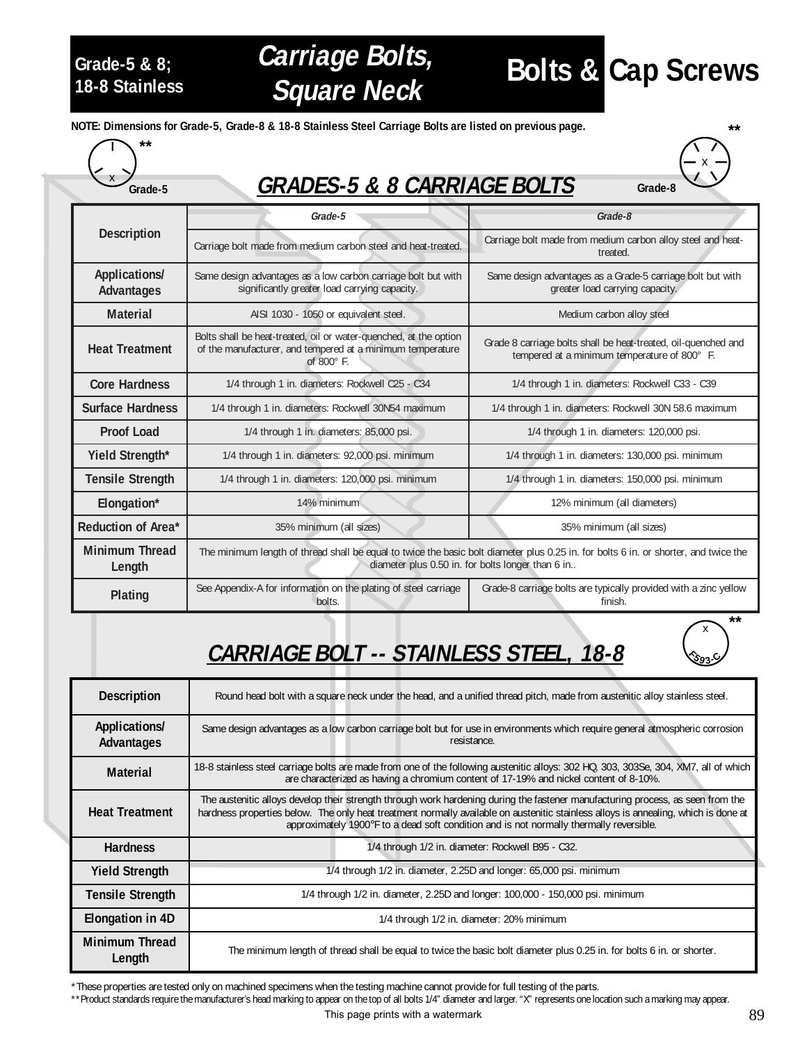# Grade-5 & 8; 18-8 Stainless — Carriage Bolts, Square Neck — Bolts & Cap Screws

**NOTE: Dimensions for Grade-5, Grade-8 & 18-8 Stainless Steel Carriage Bolts are listed on previous page.**

Grade-5 **    Grade-8 **

## GRADES-5 & 8 CARRIAGE BOLTS

| | Grade-5 | Grade-8 |
|---|---|---|
| **Description** | Carriage bolt made from medium carbon steel and heat-treated. | Carriage bolt made from medium carbon alloy steel and heat-treated. |
| **Applications/ Advantages** | Same design advantages as a low carbon carriage bolt but with significantly greater load carrying capacity. | Same design advantages as a Grade-5 carriage bolt but with greater load carrying capacity. |
| **Material** | AISI 1030 - 1050 or equivalent steel. | Medium carbon alloy steel |
| **Heat Treatment** | Bolts shall be heat-treated, oil or water-quenched, at the option of the manufacturer, and tempered at a minimum temperature of 800° F. | Grade 8 carriage bolts shall be heat-treated, oil-quenched and tempered at a minimum temperature of 800° F. |
| **Core Hardness** | 1/4 through 1 in. diameters: Rockwell C25 - C34 | 1/4 through 1 in. diameters: Rockwell C33 - C39 |
| **Surface Hardness** | 1/4 through 1 in. diameters: Rockwell 30N54 maximum | 1/4 through 1 in. diameters: Rockwell 30N 58.6 maximum |
| **Proof Load** | 1/4 through 1 in. diameters: 85,000 psi. | 1/4 through 1 in. diameters: 120,000 psi. |
| **Yield Strength*** | 1/4 through 1 in. diameters: 92,000 psi. minimum | 1/4 through 1 in. diameters: 130,000 psi. minimum |
| **Tensile Strength** | 1/4 through 1 in. diameters: 120,000 psi. minimum | 1/4 through 1 in. diameters: 150,000 psi. minimum |
| **Elongation*** | 14% minimum | 12% minimum (all diameters) |
| **Reduction of Area*** | 35% minimum (all sizes) | 35% minimum (all sizes) |
| **Minimum Thread Length** | The minimum length of thread shall be equal to twice the basic bolt diameter plus 0.25 in. for bolts 6 in. or shorter, and twice the diameter plus 0.50 in. for bolts longer than 6 in.. | |
| **Plating** | See Appendix-A for information on the plating of steel carriage bolts. | Grade-8 carriage bolts are typically provided with a zinc yellow finish. |

## CARRIAGE BOLT -- STAINLESS STEEL, 18-8

F593-C **

| | |
|---|---|
| **Description** | Round head bolt with a square neck under the head, and a unified thread pitch, made from austenitic alloy stainless steel. |
| **Applications/ Advantages** | Same design advantages as a low carbon carriage bolt but for use in environments which require general atmospheric corrosion resistance. |
| **Material** | 18-8 stainless steel carriage bolts are made from one of the following austenitic alloys: 302 HQ, 303, 303Se, 304, XM7, all of which are characterized as having a chromium content of 17-19% and nickel content of 8-10%. |
| **Heat Treatment** | The austenitic alloys develop their strength through work hardening during the fastener manufacturing process, as seen from the hardness properties below. The only heat treatment normally available on austenitic stainless alloys is annealing, which is done at approximately 1900°F to a dead soft condition and is not normally thermally reversible. |
| **Hardness** | 1/4 through 1/2 in. diameter: Rockwell B95 - C32. |
| **Yield Strength** | 1/4 through 1/2 in. diameter, 2.25D and longer: 65,000 psi. minimum |
| **Tensile Strength** | 1/4 through 1/2 in. diameter, 2.25D and longer: 100,000 - 150,000 psi. minimum |
| **Elongation in 4D** | 1/4 through 1/2 in. diameter: 20% minimum |
| **Minimum Thread Length** | The minimum length of thread shall be equal to twice the basic bolt diameter plus 0.25 in. for bolts 6 in. or shorter. |

*These properties are tested only on machined specimens when the testing machine cannot provide for full testing of the parts.

**Product standards require the manufacturer's head marking to appear on the top of all bolts 1/4" diameter and larger. "X" represents one location such a marking may appear.

This page prints with a watermark